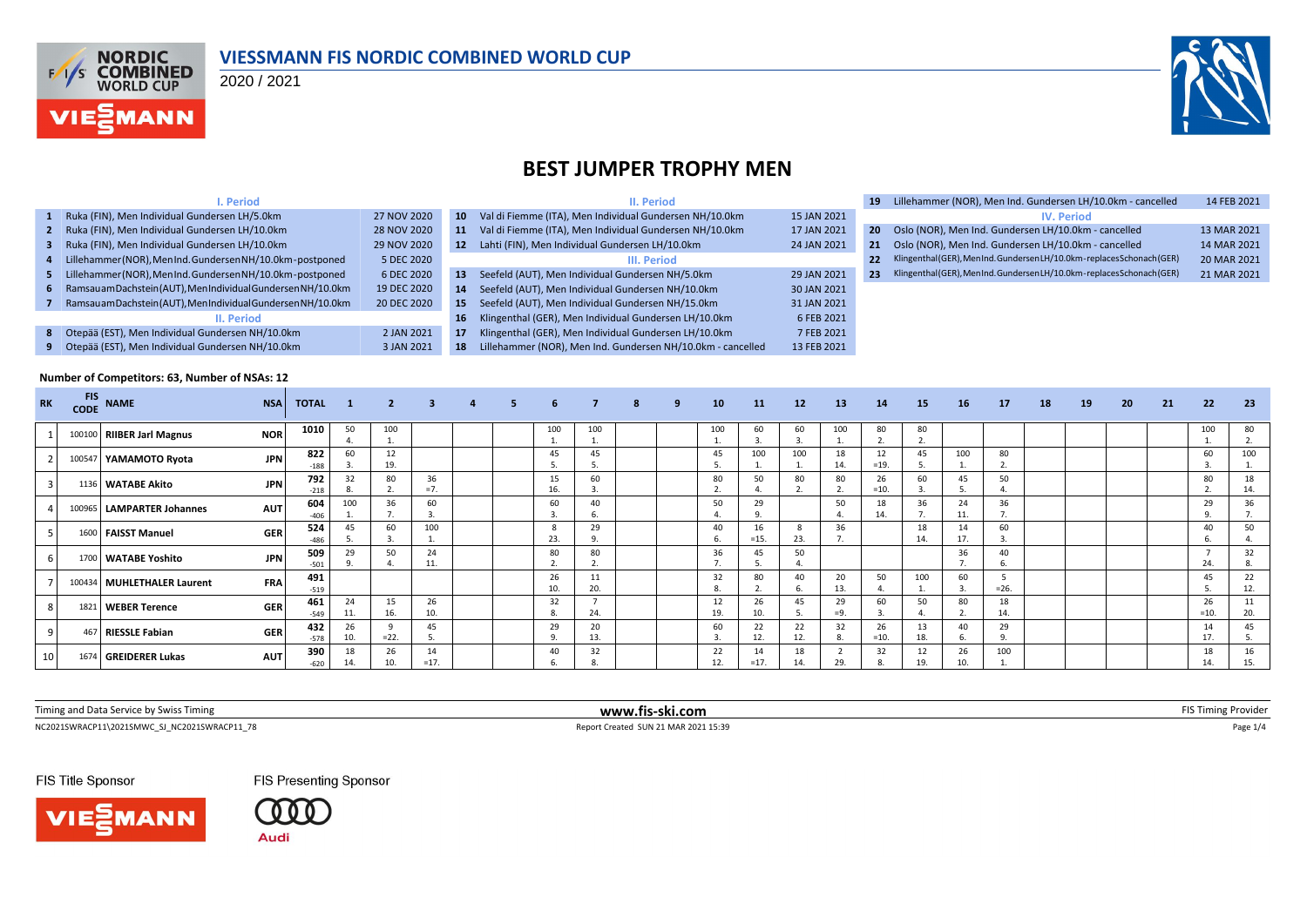# VIESSMANN FIS NORDIC COMBINED WORLD CUP

2020 / 2021

## BEST JUMPER TROPHY MEN

| # | Competition | Date |
|---|---|---|
| | **I. Period** | |
| 1 | Ruka (FIN), Men Individual Gundersen LH/5.0km | 27 NOV 2020 |
| 2 | Ruka (FIN), Men Individual Gundersen LH/10.0km | 28 NOV 2020 |
| 3 | Ruka (FIN), Men Individual Gundersen LH/10.0km | 29 NOV 2020 |
| 4 | Lillehammer(NOR), Men Ind. Gundersen NH/10.0km - postponed | 5 DEC 2020 |
| 5 | Lillehammer(NOR), Men Ind. Gundersen NH/10.0km - postponed | 6 DEC 2020 |
| 6 | Ramsau am Dachstein (AUT), Men Individual Gundersen NH/10.0km | 19 DEC 2020 |
| 7 | Ramsau am Dachstein (AUT), Men Individual Gundersen NH/10.0km | 20 DEC 2020 |
| | **II. Period** | |
| 8 | Otepää (EST), Men Individual Gundersen NH/10.0km | 2 JAN 2021 |
| 9 | Otepää (EST), Men Individual Gundersen NH/10.0km | 3 JAN 2021 |
| 10 | Val di Fiemme (ITA), Men Individual Gundersen NH/10.0km | 15 JAN 2021 |
| 11 | Val di Fiemme (ITA), Men Individual Gundersen NH/10.0km | 17 JAN 2021 |
| 12 | Lahti (FIN), Men Individual Gundersen LH/10.0km | 24 JAN 2021 |
| | **III. Period** | |
| 13 | Seefeld (AUT), Men Individual Gundersen NH/5.0km | 29 JAN 2021 |
| 14 | Seefeld (AUT), Men Individual Gundersen NH/10.0km | 30 JAN 2021 |
| 15 | Seefeld (AUT), Men Individual Gundersen NH/15.0km | 31 JAN 2021 |
| 16 | Klingenthal (GER), Men Individual Gundersen LH/10.0km | 6 FEB 2021 |
| 17 | Klingenthal (GER), Men Individual Gundersen LH/10.0km | 7 FEB 2021 |
| 18 | Lillehammer (NOR), Men Ind. Gundersen NH/10.0km - cancelled | 13 FEB 2021 |
| 19 | Lillehammer (NOR), Men Ind. Gundersen LH/10.0km - cancelled | 14 FEB 2021 |
| | **IV. Period** | |
| 20 | Oslo (NOR), Men Ind. Gundersen LH/10.0km - cancelled | 13 MAR 2021 |
| 21 | Oslo (NOR), Men Ind. Gundersen LH/10.0km - cancelled | 14 MAR 2021 |
| 22 | Klingenthal(GER), Men Ind. Gundersen LH/10.0km - replaces Schonach (GER) | 20 MAR 2021 |
| 23 | Klingenthal(GER), Men Ind. Gundersen LH/10.0km - replaces Schonach (GER) | 21 MAR 2021 |

**Number of Competitors: 63, Number of NSAs: 12**

| RK | FIS CODE | NAME | NSA | TOTAL | 1 | 2 | 3 | 4 | 5 | 6 | 7 | 8 | 9 | 10 | 11 | 12 | 13 | 14 | 15 | 16 | 17 | 18 | 19 | 20 | 21 | 22 | 23 |
|---|---|---|---|---|---|---|---|---|---|---|---|---|---|---|---|---|---|---|---|---|---|---|---|---|---|---|---|
| 1 | 100100 | **RIIBER Jarl Magnus** | **NOR** | **1010** | 50 4. | 100 1. | | | | 100 1. | 100 1. | | | 100 1. | 60 3. | 60 3. | 100 1. | 80 2. | 80 2. | | | | | | | 100 1. | 80 2. |
| 2 | 100547 | **YAMAMOTO Ryota** | **JPN** | **822** -188 | 60 3. | 12 19. | | | | 45 5. | 45 5. | | | 45 5. | 100 1. | 100 1. | 18 14. | 12 =19. | 45 5. | 100 1. | 80 2. | | | | | 60 3. | 100 1. |
| 3 | 1136 | **WATABE Akito** | **JPN** | **792** -218 | 32 8. | 80 2. | 36 =7. | | | 15 16. | 60 3. | | | 80 2. | 50 4. | 80 2. | 80 2. | 26 =10. | 60 3. | 45 5. | 50 4. | | | | | 80 2. | 18 14. |
| 4 | 100965 | **LAMPARTER Johannes** | **AUT** | **604** -406 | 100 1. | 36 7. | 60 3. | | | 60 3. | 40 6. | | | 50 4. | 29 9. | | 50 4. | 18 14. | 36 7. | 24 11. | 36 7. | | | | | 29 9. | 36 7. |
| 5 | 1600 | **FAISST Manuel** | **GER** | **524** -486 | 45 5. | 60 3. | 100 1. | | | 8 23. | 29 9. | | | 40 6. | 16 =15. | 8 23. | 36 7. | | 18 14. | 14 17. | 60 3. | | | | | 40 6. | 50 4. |
| 6 | 1700 | **WATABE Yoshito** | **JPN** | **509** -501 | 29 9. | 50 4. | 24 11. | | | 80 2. | 80 2. | | | 36 7. | 45 5. | 50 4. | | | | 36 7. | 40 6. | | | | | 7 24. | 32 8. |
| 7 | 100434 | **MUHLETHALER Laurent** | **FRA** | **491** -519 | | | | | | 26 10. | 11 20. | | | 32 8. | 80 2. | 40 6. | 20 13. | 50 4. | 100 1. | 60 3. | 5 =26. | | | | | 45 5. | 22 12. |
| 8 | 1821 | **WEBER Terence** | **GER** | **461** -549 | 24 11. | 15 16. | 26 10. | | | 32 8. | 7 24. | | | 12 19. | 26 10. | 45 5. | 29 =9. | 60 3. | 50 4. | 80 2. | 18 14. | | | | | 26 =10. | 11 20. |
| 9 | 467 | **RIESSLE Fabian** | **GER** | **432** -578 | 26 10. | 9 =22. | 45 5. | | | 29 9. | 20 13. | | | 60 3. | 22 12. | 22 12. | 32 8. | 26 =10. | 13 18. | 40 6. | 29 9. | | | | | 14 17. | 45 5. |
| 10 | 1674 | **GREIDERER Lukas** | **AUT** | **390** -620 | 18 14. | 26 10. | 14 =17. | | | 40 6. | 32 8. | | | 22 12. | 14 =17. | 18 14. | 2 29. | 32 8. | 12 19. | 26 10. | 100 1. | | | | | 18 14. | 16 15. |

Timing and Data Service by Swiss Timing | www.fis-ski.com | FIS Timing Provider

NC2021SWRACP11\2021SMWC_SJ_NC2021SWRACP11_78 | Report Created SUN 21 MAR 2021 15:39

FIS Title Sponsor: VIESSMANN | FIS Presenting Sponsor: Audi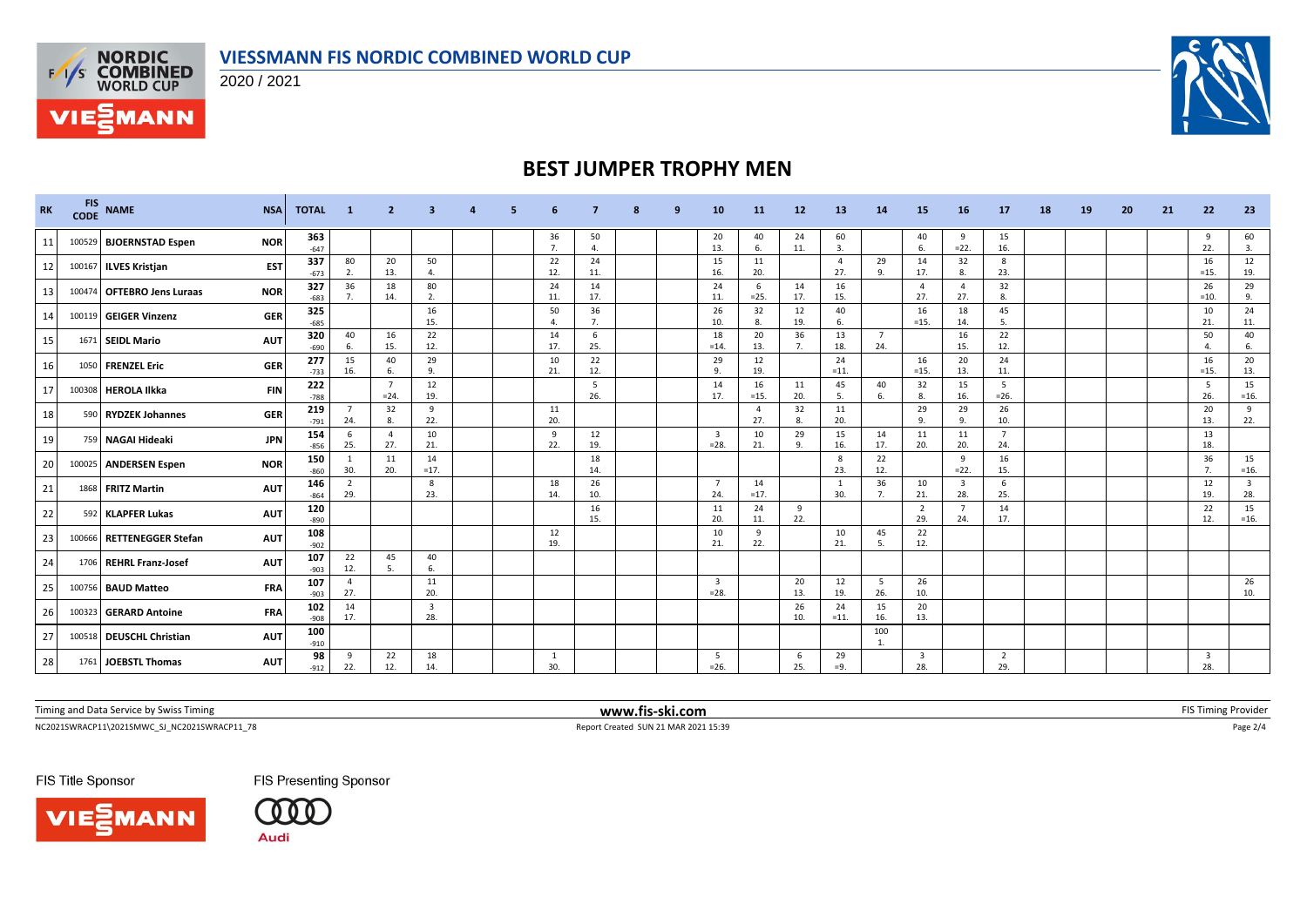# BEST JUMPER TROPHY MEN

| RK | FIS CODE | NAME | NSA | TOTAL | 1 | 2 | 3 | 4 | 5 | 6 | 7 | 8 | 9 | 10 | 11 | 12 | 13 | 14 | 15 | 16 | 17 | 18 | 19 | 20 | 21 | 22 | 23 |
|---|---|---|---|---|---|---|---|---|---|---|---|---|---|---|---|---|---|---|---|---|---|---|---|---|---|---|---|
| 11 | 100529 | BJOERNSTAD Espen | NOR | 363 -647 | | | | | | 36 7. | 50 4. | | | 20 13. | 40 6. | 24 11. | 60 3. | | 40 6. | 9 =22. | 15 16. | | | | | 9 22. | 60 3. |
| 12 | 100167 | ILVES Kristjan | EST | 337 -673 | 80 2. | 20 13. | 50 4. | | | 22 12. | 24 11. | | | 15 16. | 11 20. | | 4 27. | 29 9. | 14 17. | 32 8. | 8 23. | | | | | 16 =15. | 12 19. |
| 13 | 100474 | OFTEBRO Jens Luraas | NOR | 327 -683 | 36 7. | 18 14. | 80 2. | | | 24 11. | 14 17. | | | 24 11. | 6 =25. | 14 17. | 16 15. | | 4 27. | 4 27. | 32 8. | | | | | 26 =10. | 29 9. |
| 14 | 100119 | GEIGER Vinzenz | GER | 325 -685 | | | 16 15. | | | 50 4. | 36 7. | | | 26 10. | 32 8. | 12 19. | 40 6. | | 16 =15. | 18 14. | 45 5. | | | | | 10 21. | 24 11. |
| 15 | 1671 | SEIDL Mario | AUT | 320 -690 | 40 6. | 16 15. | 22 12. | | | 14 17. | 6 25. | | | 18 =14. | 20 13. | 36 7. | 13 18. | 7 24. | | 16 15. | 22 12. | | | | | 50 4. | 40 6. |
| 16 | 1050 | FRENZEL Eric | GER | 277 -733 | 15 16. | 40 6. | 29 9. | | | 10 21. | 22 12. | | | 29 9. | 12 19. | | 24 =11. | | 16 =15. | 20 13. | 24 11. | | | | | 16 =15. | 20 13. |
| 17 | 100308 | HEROLA Ilkka | FIN | 222 -788 | | 7 =24. | 12 19. | | | | 5 26. | | | 14 17. | 16 =15. | 11 20. | 45 5. | 40 6. | 32 8. | 15 16. | 5 =26. | | | | | 5 26. | 15 =16. |
| 18 | 590 | RYDZEK Johannes | GER | 219 -791 | 7 24. | 32 8. | 9 22. | | | 11 20. | | | | | 4 27. | 32 8. | 11 20. | | 29 9. | 29 9. | 26 10. | | | | | 20 13. | 9 22. |
| 19 | 759 | NAGAI Hideaki | JPN | 154 -856 | 6 25. | 4 27. | 10 21. | | | 9 22. | 12 19. | | | 3 =28. | 10 21. | 29 9. | 15 16. | 14 17. | 11 20. | 11 20. | 7 24. | | | | | 13 18. | |
| 20 | 100025 | ANDERSEN Espen | NOR | 150 -860 | 1 30. | 11 20. | 14 =17. | | | | 18 14. | | | | | | 8 23. | 22 12. | | 9 =22. | 16 15. | | | | | 36 7. | 15 =16. |
| 21 | 1868 | FRITZ Martin | AUT | 146 -864 | 2 29. | | 8 23. | | | 18 14. | 26 10. | | | 7 24. | 14 =17. | | 1 30. | 36 7. | 10 21. | 3 28. | 6 25. | | | | | 12 19. | 3 28. |
| 22 | 592 | KLAPFER Lukas | AUT | 120 -890 | | | | | | | 16 15. | | | 11 20. | 24 11. | 9 22. | | | 2 29. | 7 24. | 14 17. | | | | | 22 12. | 15 =16. |
| 23 | 100666 | RETTENEGGER Stefan | AUT | 108 -902 | | | | | | 12 19. | | | | 10 21. | 9 22. | | 10 21. | 45 5. | 22 12. | | | | | | | | |
| 24 | 1706 | REHRL Franz-Josef | AUT | 107 -903 | 22 12. | 45 5. | 40 6. | | | | | | | | | | | | | | | | | | | | |
| 25 | 100756 | BAUD Matteo | FRA | 107 -903 | 4 27. | | 11 20. | | | | | | | 3 =28. | | 20 13. | 12 19. | 5 26. | 26 10. | | | | | | | | 26 10. |
| 26 | 100323 | GERARD Antoine | FRA | 102 -908 | 14 17. | | 3 28. | | | | | | | | | 26 10. | 24 =11. | 15 16. | 20 13. | | | | | | | | |
| 27 | 100518 | DEUSCHL Christian | AUT | 100 -910 | | | | | | | | | | | | | | 100 1. | | | | | | | | | |
| 28 | 1761 | JOEBSTL Thomas | AUT | 98 -912 | 9 22. | 22 12. | 18 14. | | | 1 30. | | | | 5 =26. | | 6 25. | 29 =9. | | 3 28. | | 2 29. | | | | | 3 28. | |

Timing and Data Service by Swiss Timing — www.fis-ski.com — FIS Timing Provider

NC2021SWRACP11\2021SMWC_SJ_NC2021SWRACP11_78 — Report Created SUN 21 MAR 2021 15:39

FIS Title Sponsor: VIESSMANN — FIS Presenting Sponsor: Audi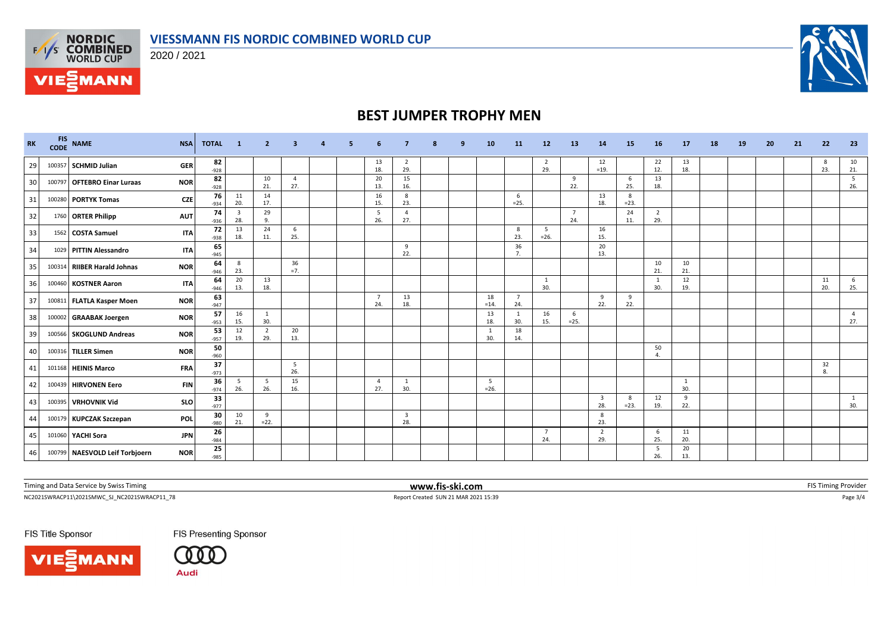# VIESSMANN FIS NORDIC COMBINED WORLD CUP

2020 / 2021

## BEST JUMPER TROPHY MEN

| RK | FIS CODE | NAME | NSA | TOTAL | 1 | 2 | 3 | 4 | 5 | 6 | 7 | 8 | 9 | 10 | 11 | 12 | 13 | 14 | 15 | 16 | 17 | 18 | 19 | 20 | 21 | 22 | 23 |
|---|---|---|---|---|---|---|---|---|---|---|---|---|---|---|---|---|---|---|---|---|---|---|---|---|---|---|---|
| 29 | 100357 | SCHMID Julian | GER | 82 -928 | | | | | | 13 18. | 2 29. | | | | | 2 29. | | 12 =19. | | 22 12. | 13 18. | | | | | 8 23. | 10 21. |
| 30 | 100797 | OFTEBRO Einar Luraas | NOR | 82 -928 | | 10 21. | 4 27. | | | 20 13. | 15 16. | | | | | | 9 22. | | 6 25. | 13 18. | | | | | | | 5 26. |
| 31 | 100280 | PORTYK Tomas | CZE | 76 -934 | 11 20. | 14 17. | | | | 16 15. | 8 23. | | | | 6 =25. | | | 13 18. | 8 =23. | | | | | | | | |
| 32 | 1760 | ORTER Philipp | AUT | 74 -936 | 3 28. | 29 9. | | | | 5 26. | 4 27. | | | | | | 7 24. | | 24 11. | 2 29. | | | | | | | |
| 33 | 1562 | COSTA Samuel | ITA | 72 -938 | 13 18. | 24 11. | 6 25. | | | | | | | | 8 23. | 5 =26. | | 16 15. | | | | | | | | | |
| 34 | 1029 | PITTIN Alessandro | ITA | 65 -945 | | | | | | | 9 22. | | | | 36 7. | | | 20 13. | | | | | | | | | |
| 35 | 100314 | RIIBER Harald Johnas | NOR | 64 -946 | 8 23. | | 36 =7. | | | | | | | | | | | | | 10 21. | 10 21. | | | | | | |
| 36 | 100460 | KOSTNER Aaron | ITA | 64 -946 | 20 13. | 13 18. | | | | | | | | | | 1 30. | | | | 1 30. | 12 19. | | | | | 11 20. | 6 25. |
| 37 | 100811 | FLATLA Kasper Moen | NOR | 63 -947 | | | | | | 7 24. | 13 18. | | | 18 =14. | 7 24. | | | 9 22. | 9 22. | | | | | | | | |
| 38 | 100002 | GRAABAK Joergen | NOR | 57 -953 | 16 15. | 1 30. | | | | | | | | 13 18. | 1 30. | 16 15. | 6 =25. | | | | | | | | | | 4 27. |
| 39 | 100566 | SKOGLUND Andreas | NOR | 53 -957 | 12 19. | 2 29. | 20 13. | | | | | | | 1 30. | 18 14. | | | | | | | | | | | | |
| 40 | 100316 | TILLER Simen | NOR | 50 -960 | | | | | | | | | | | | | | | | 50 4. | | | | | | | |
| 41 | 101168 | HEINIS Marco | FRA | 37 -973 | | | 5 26. | | | | | | | | | | | | | | | | | | | 32 8. | |
| 42 | 100439 | HIRVONEN Eero | FIN | 36 -974 | 5 26. | 5 26. | 15 16. | | | 4 27. | 1 30. | | | 5 =26. | | | | | | | 1 30. | | | | | | |
| 43 | 100395 | VRHOVNIK Vid | SLO | 33 -977 | | | | | | | | | | | | | | 3 28. | 8 =23. | 12 19. | 9 22. | | | | | | 1 30. |
| 44 | 100179 | KUPCZAK Szczepan | POL | 30 -980 | 10 21. | 9 =22. | | | | | 3 28. | | | | | | | 8 23. | | | | | | | | | |
| 45 | 101060 | YACHI Sora | JPN | 26 -984 | | | | | | | | | | | | 7 24. | | 2 29. | | 6 25. | 11 20. | | | | | | |
| 46 | 100799 | NAESVOLD Leif Torbjoern | NOR | 25 -985 | | | | | | | | | | | | | | | | 5 26. | 20 13. | | | | | | |

Timing and Data Service by Swiss Timing | www.fis-ski.com | FIS Timing Provider

NC2021SWRACP11\2021SMWC_SJ_NC2021SWRACP11_78 | Report Created SUN 21 MAR 2021 15:39

FIS Title Sponsor: VIESSMANN | FIS Presenting Sponsor: Audi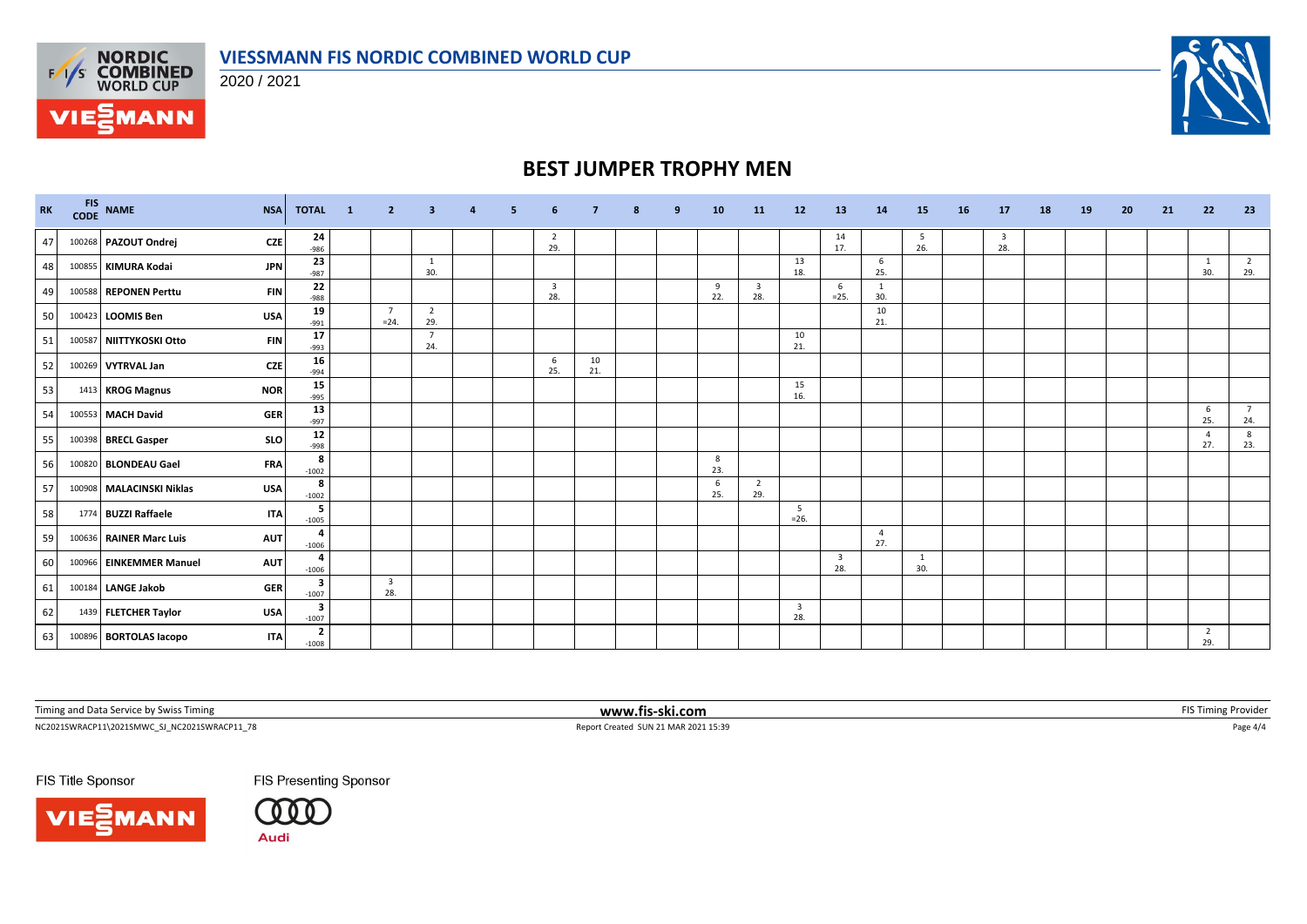# VIESSMANN FIS NORDIC COMBINED WORLD CUP

2020 / 2021

## BEST JUMPER TROPHY MEN

| RK | FIS CODE | NAME | NSA | TOTAL | 1 | 2 | 3 | 4 | 5 | 6 | 7 | 8 | 9 | 10 | 11 | 12 | 13 | 14 | 15 | 16 | 17 | 18 | 19 | 20 | 21 | 22 | 23 |
|---|---|---|---|---|---|---|---|---|---|---|---|---|---|---|---|---|---|---|---|---|---|---|---|---|---|---|---|
| 47 | 100268 | PAZOUT Ondrej | CZE | 24 -986 | | | | | | 2 29. | | | | | | | 14 17. | | 5 26. | | 3 28. | | | | | | |
| 48 | 100855 | KIMURA Kodai | JPN | 23 -987 | | | 1 30. | | | | | | | | | 13 18. | | 6 25. | | | | | | | | 1 30. | 2 29. |
| 49 | 100588 | REPONEN Perttu | FIN | 22 -988 | | | | | | 3 28. | | | | 9 22. | 3 28. | | 6 =25. | 1 30. | | | | | | | | | |
| 50 | 100423 | LOOMIS Ben | USA | 19 -991 | | 7 =24. | 2 29. | | | | | | | | | | | 10 21. | | | | | | | | | |
| 51 | 100587 | NIITTYKOSKI Otto | FIN | 17 -993 | | | 7 24. | | | | | | | | | 10 21. | | | | | | | | | | | |
| 52 | 100269 | VYTRVAL Jan | CZE | 16 -994 | | | | | | 6 25. | 10 21. | | | | | | | | | | | | | | | | |
| 53 | 1413 | KROG Magnus | NOR | 15 -995 | | | | | | | | | | | | 15 16. | | | | | | | | | | | |
| 54 | 100553 | MACH David | GER | 13 -997 | | | | | | | | | | | | | | | | | | | | | | 6 25. | 7 24. |
| 55 | 100398 | BRECL Gasper | SLO | 12 -998 | | | | | | | | | | | | | | | | | | | | | | 4 27. | 8 23. |
| 56 | 100820 | BLONDEAU Gael | FRA | 8 -1002 | | | | | | | | | | 8 23. | | | | | | | | | | | | | |
| 57 | 100908 | MALACINSKI Niklas | USA | 8 -1002 | | | | | | | | | | 6 25. | 2 29. | | | | | | | | | | | | |
| 58 | 1774 | BUZZI Raffaele | ITA | 5 -1005 | | | | | | | | | | | | 5 =26. | | | | | | | | | | | |
| 59 | 100636 | RAINER Marc Luis | AUT | 4 -1006 | | | | | | | | | | | | | | 4 27. | | | | | | | | | |
| 60 | 100966 | EINKEMMER Manuel | AUT | 4 -1006 | | | | | | | | | | | | | 3 28. | | 1 30. | | | | | | | | |
| 61 | 100184 | LANGE Jakob | GER | 3 -1007 | | 3 28. | | | | | | | | | | | | | | | | | | | | | |
| 62 | 1439 | FLETCHER Taylor | USA | 3 -1007 | | | | | | | | | | | | 3 28. | | | | | | | | | | | |
| 63 | 100896 | BORTOLAS Iacopo | ITA | 2 -1008 | | | | | | | | | | | | | | | | | | | | | | 2 29. | |

Timing and Data Service by Swiss Timing

www.fis-ski.com

FIS Timing Provider

NC2021SWRACP11\2021SMWC_SJ_NC2021SWRACP11_78

Report Created SUN 21 MAR 2021 15:39

FIS Title Sponsor

FIS Presenting Sponsor